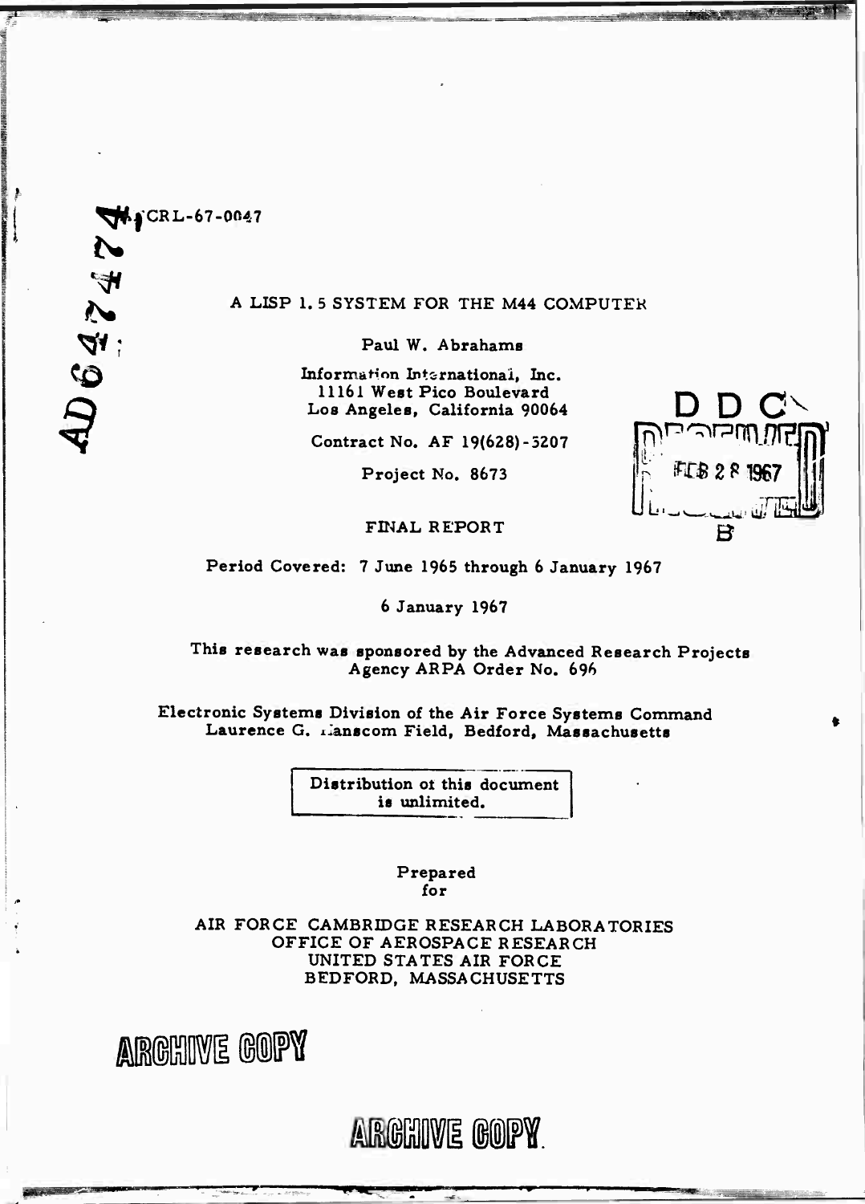AD 642474

AFCRL-67-0047

# A LISP 1.5 SYSTEM FOR THE M44 COMPUTER

Paul W. Abrahams

Information International, Inc.
11161 West Pico Boulevard
Los Angeles, California 90064

Contract No. AF 19(628)-5207

Project No. 8673

FINAL REPORT

DDC
FEB 28 1967
B

Period Covered: 7 June 1965 through 6 January 1967

6 January 1967

This research was sponsored by the Advanced Research Projects Agency ARPA Order No. 696

Electronic Systems Division of the Air Force Systems Command
Laurence G. Hanscom Field, Bedford, Massachusetts

Distribution of this document is unlimited.

Prepared
for

AIR FORCE CAMBRIDGE RESEARCH LABORATORIES
OFFICE OF AEROSPACE RESEARCH
UNITED STATES AIR FORCE
BEDFORD, MASSACHUSETTS

ARCHIVE COPY

ARCHIVE COPY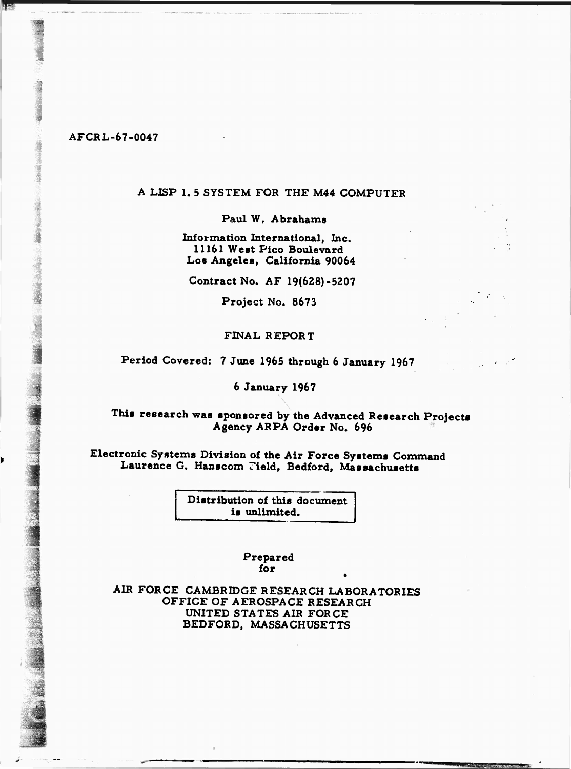AFCRL-67-0047

# A LISP 1.5 SYSTEM FOR THE M44 COMPUTER

Paul W. Abrahams

Information International, Inc.
11161 West Pico Boulevard
Los Angeles, California 90064

Contract No. AF 19(628)-5207

Project No. 8673

FINAL REPORT

Period Covered: 7 June 1965 through 6 January 1967

6 January 1967

This research was sponsored by the Advanced Research Projects Agency ARPA Order No. 696

Electronic Systems Division of the Air Force Systems Command
Laurence G. Hanscom Field, Bedford, Massachusetts

Distribution of this document is unlimited.

Prepared for

AIR FORCE CAMBRIDGE RESEARCH LABORATORIES
OFFICE OF AEROSPACE RESEARCH
UNITED STATES AIR FORCE
BEDFORD, MASSACHUSETTS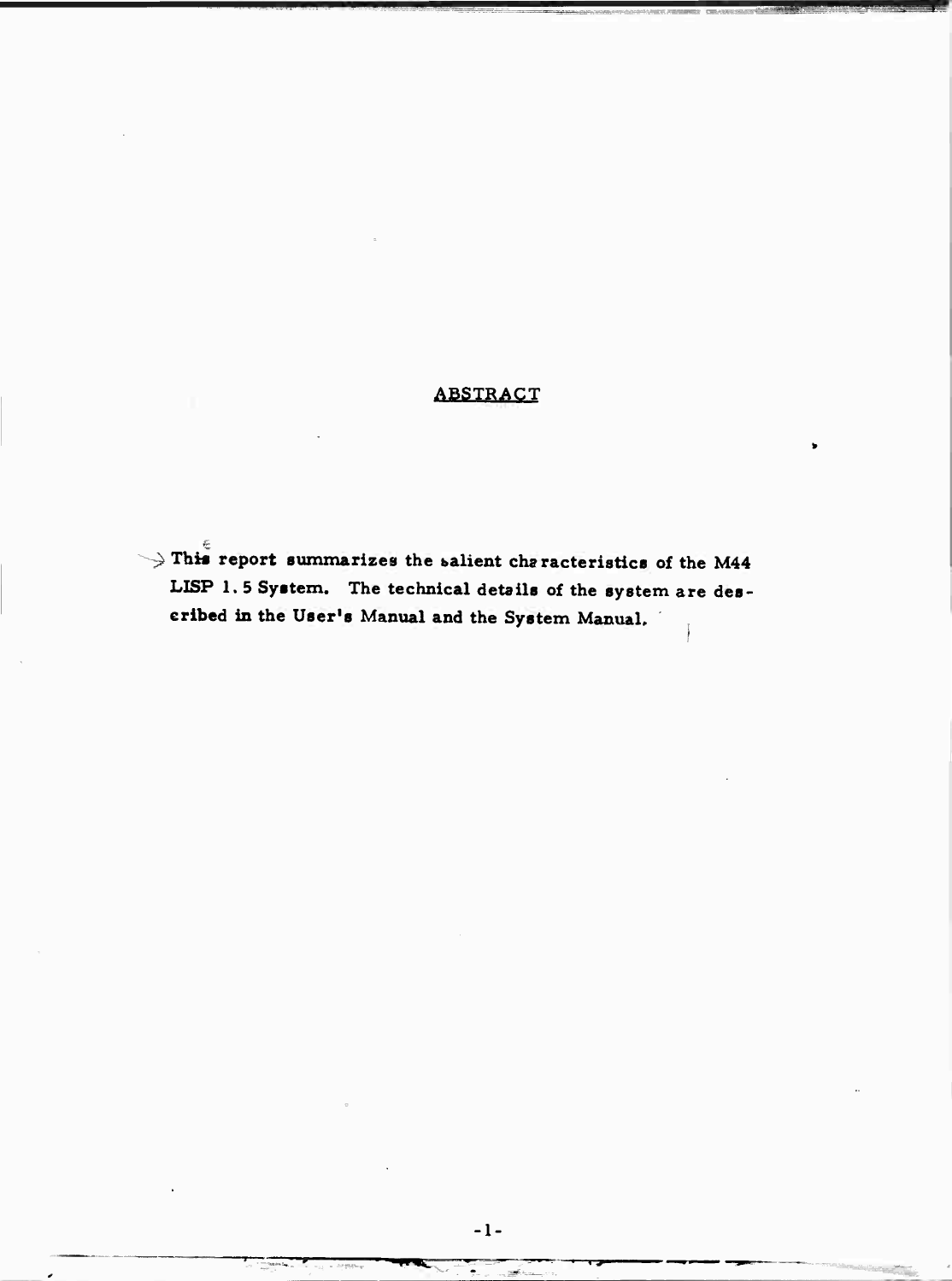# ABSTRACT

This report summarizes the salient characteristics of the M44 LISP 1.5 System. The technical details of the system are described in the User's Manual and the System Manual.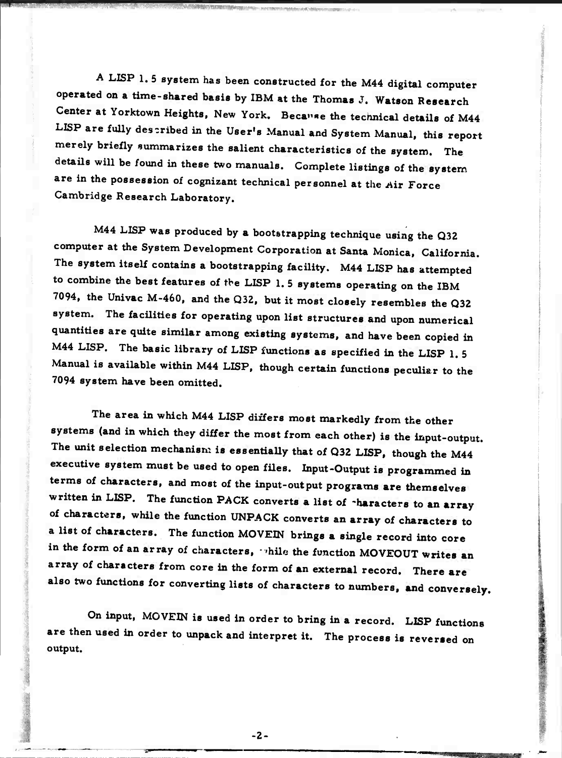A LISP 1.5 system has been constructed for the M44 digital computer operated on a time-shared basis by IBM at the Thomas J. Watson Research Center at Yorktown Heights, New York. Because the technical details of M44 LISP are fully described in the User's Manual and System Manual, this report merely briefly summarizes the salient characteristics of the system. The details will be found in these two manuals. Complete listings of the system are in the possession of cognizant technical personnel at the Air Force Cambridge Research Laboratory.

M44 LISP was produced by a bootstrapping technique using the Q32 computer at the System Development Corporation at Santa Monica, California. The system itself contains a bootstrapping facility. M44 LISP has attempted to combine the best features of the LISP 1.5 systems operating on the IBM 7094, the Univac M-460, and the Q32, but it most closely resembles the Q32 system. The facilities for operating upon list structures and upon numerical quantities are quite similar among existing systems, and have been copied in M44 LISP. The basic library of LISP functions as specified in the LISP 1.5 Manual is available within M44 LISP, though certain functions peculiar to the 7094 system have been omitted.

The area in which M44 LISP differs most markedly from the other systems (and in which they differ the most from each other) is the input-output. The unit selection mechanism is essentially that of Q32 LISP, though the M44 executive system must be used to open files. Input-Output is programmed in terms of characters, and most of the input-output programs are themselves written in LISP. The function PACK converts a list of characters to an array of characters, while the function UNPACK converts an array of characters to a list of characters. The function MOVEIN brings a single record into core in the form of an array of characters, while the function MOVEOUT writes an array of characters from core in the form of an external record. There are also two functions for converting lists of characters to numbers, and conversely.

On input, MOVEIN is used in order to bring in a record. LISP functions are then used in order to unpack and interpret it. The process is reversed on output.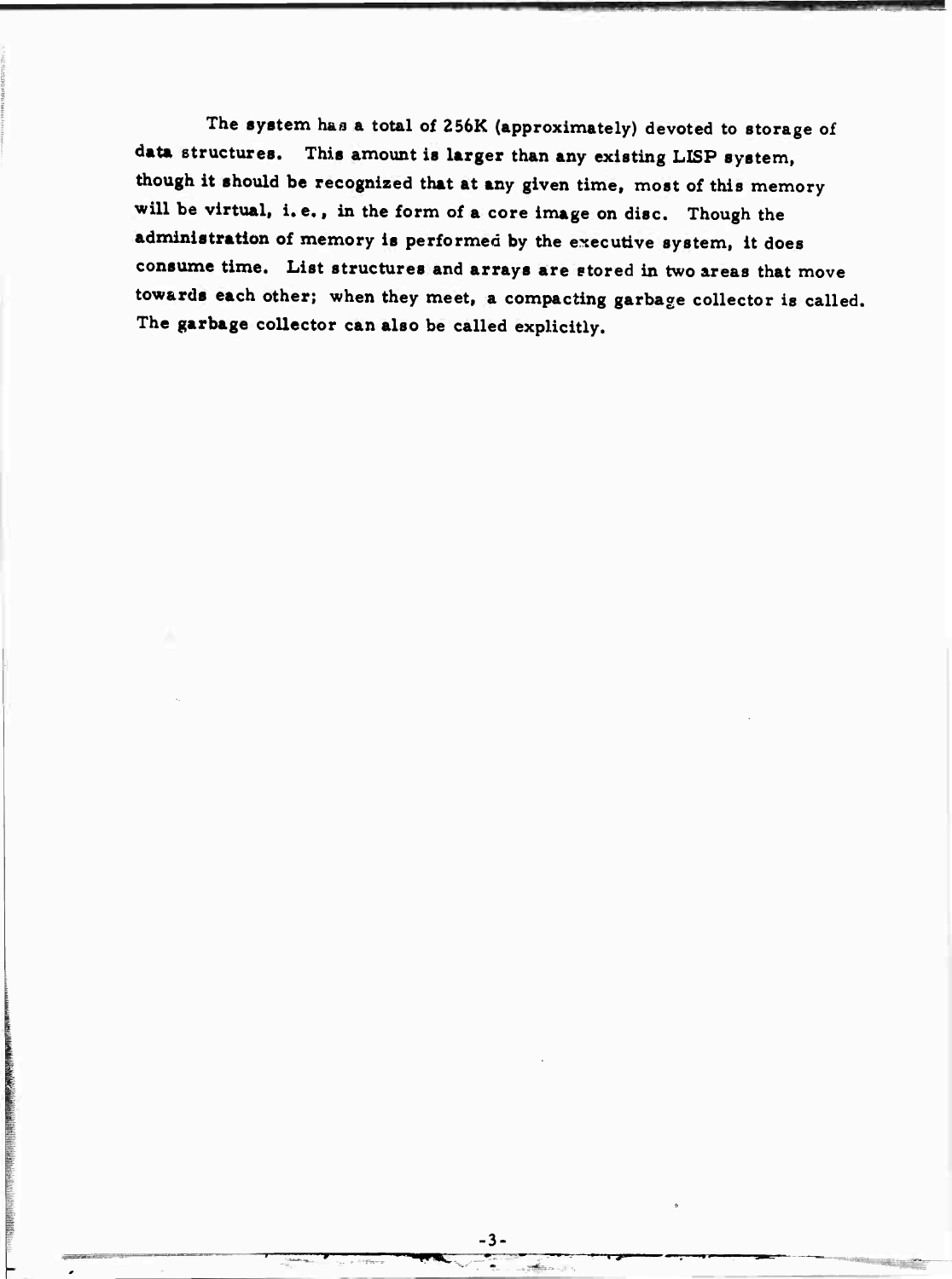The system has a total of 256K (approximately) devoted to storage of data structures. This amount is larger than any existing LISP system, though it should be recognized that at any given time, most of this memory will be virtual, i.e., in the form of a core image on disc. Though the administration of memory is performed by the executive system, it does consume time. List structures and arrays are stored in two areas that move towards each other; when they meet, a compacting garbage collector is called. The garbage collector can also be called explicitly.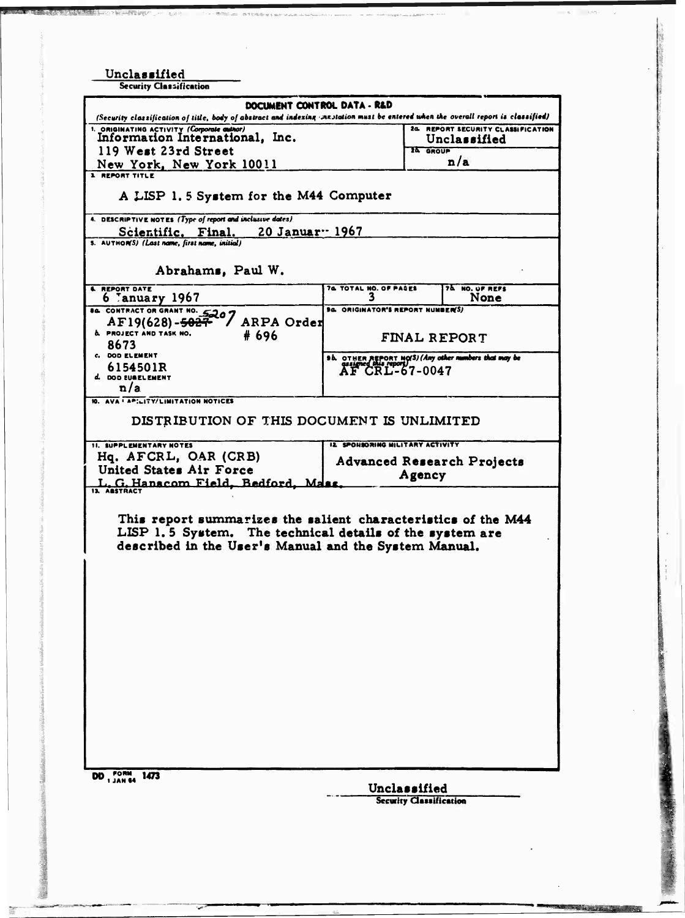Unclassified
Security Classification

**DOCUMENT CONTROL DATA - R&D**

*(Security classification of title, body of abstract and indexing annotation must be entered when the overall report is classified)*

| | |
|---|---|
| 1. ORIGINATING ACTIVITY (Corporate author)<br>Information International, Inc.<br>119 West 23rd Street<br>New York, New York 10011 | 2a. REPORT SECURITY CLASSIFICATION<br>Unclassified<br>2b. GROUP<br>n/a |

3. REPORT TITLE

A LISP 1.5 System for the M44 Computer

4. DESCRIPTIVE NOTES (Type of report and inclusive dates)

Scientific. Final. 20 January 1967

5. AUTHOR(S) (Last name, first name, initial)

Abrahams, Paul W.

| 6. REPORT DATE | 7a. TOTAL NO. OF PAGES | 7b. NO. OF REFS |
|---|---|---|
| 6 January 1967 | 3 | None |

| | |
|---|---|
| 8a. CONTRACT OR GRANT NO.<br>AF19(628)-~~5027~~ 5207 ARPA Order # 696 | 9a. ORIGINATOR'S REPORT NUMBER(S) |
| b. PROJECT AND TASK NO.<br>8673 | FINAL REPORT |
| c. DOD ELEMENT<br>6154501R | 9b. OTHER REPORT NO(S) (Any other numbers that may be assigned this report)<br>AF CRL-67-0047 |
| d. DOD SUBELEMENT<br>n/a | |

10. AVAILABILITY/LIMITATION NOTICES

DISTRIBUTION OF THIS DOCUMENT IS UNLIMITED

| 11. SUPPLEMENTARY NOTES | 12. SPONSORING MILITARY ACTIVITY |
|---|---|
| Hq. AFCRL, OAR (CRB)<br>United States Air Force<br>L. G. Hanscom Field, Bedford, Mass. | Advanced Research Projects Agency |

13. ABSTRACT

This report summarizes the salient characteristics of the M44 LISP 1.5 System. The technical details of the system are described in the User's Manual and the System Manual.

DD FORM 1 JAN 64 1473

Unclassified
Security Classification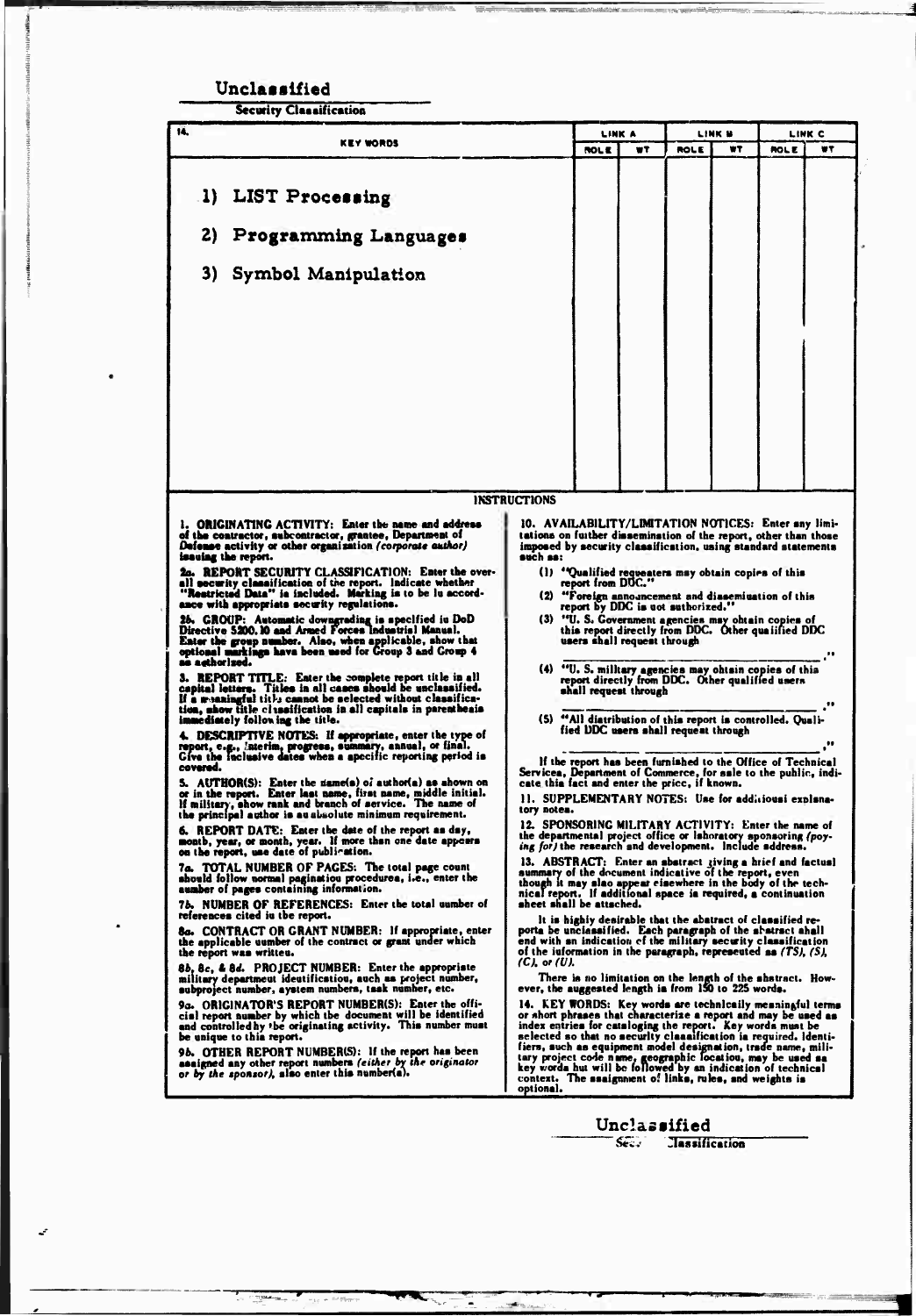Unclassified

Security Classification

| 14. KEY WORDS | LINK A ROLE | LINK A WT | LINK B ROLE | LINK B WT | LINK C ROLE | LINK C WT |
|---|---|---|---|---|---|---|
| 1) LIST Processing | | | | | | |
| 2) Programming Languages | | | | | | |
| 3) Symbol Manipulation | | | | | | |

## INSTRUCTIONS

1. **ORIGINATING ACTIVITY:** Enter the name and address of the contractor, subcontractor, grantee, Department of Defense activity or other organization *(corporate author)* issuing the report.

2a. **REPORT SECURITY CLASSIFICATION:** Enter the overall security classification of the report. Indicate whether "Restricted Data" is included. Marking is to be in accordance with appropriate security regulations.

2b. **GROUP:** Automatic downgrading is specified in DoD Directive 5200.10 and Armed Forces Industrial Manual. Enter the group number. Also, when applicable, show that optional markings have been used for Group 3 and Group 4 as authorized.

3. **REPORT TITLE:** Enter the complete report title in all capital letters. Titles in all cases should be unclassified. If a meaningful title cannot be selected without classification, show title classification in all capitals in parenthesis immediately following the title.

4. **DESCRIPTIVE NOTES:** If appropriate, enter the type of report, e.g., interim, progress, summary, annual, or final. Give the inclusive dates when a specific reporting period is covered.

5. **AUTHOR(S):** Enter the name(s) of author(s) as shown on or in the report. Enter last name, first name, middle initial. If military, show rank and branch of service. The name of the principal author is an absolute minimum requirement.

6. **REPORT DATE:** Enter the date of the report as day, month, year, or month, year. If more than one date appears on the report, use date of publication.

7a. **TOTAL NUMBER OF PAGES:** The total page count should follow normal pagination procedures, i.e., enter the number of pages containing information.

7b. **NUMBER OF REFERENCES:** Enter the total number of references cited in the report.

8a. **CONTRACT OR GRANT NUMBER:** If appropriate, enter the applicable number of the contract or grant under which the report was written.

8b, 8c, & 8d. **PROJECT NUMBER:** Enter the appropriate military department identification, such as project number, subproject number, system numbers, task number, etc.

9a. **ORIGINATOR'S REPORT NUMBER(S):** Enter the official report number by which the document will be identified and controlled by the originating activity. This number must be unique to this report.

9b. **OTHER REPORT NUMBER(S):** If the report has been assigned any other report numbers *(either by the originator or by the sponsor)*, also enter this number(s).

10. **AVAILABILITY/LIMITATION NOTICES:** Enter any limitations on further dissemination of the report, other than those imposed by security classification, using standard statements such as:

(1) "Qualified requesters may obtain copies of this report from DDC."

(2) "Foreign announcement and dissemination of this report by DDC is not authorized."

(3) "U. S. Government agencies may obtain copies of this report directly from DDC. Other qualified DDC users shall request through ________________."

(4) "U. S. military agencies may obtain copies of this report directly from DDC. Other qualified users shall request through ________________."

(5) "All distribution of this report is controlled. Qualified DDC users shall request through ________________."

If the report has been furnished to the Office of Technical Services, Department of Commerce, for sale to the public, indicate this fact and enter the price, if known.

11. **SUPPLEMENTARY NOTES:** Use for additional explanatory notes.

12. **SPONSORING MILITARY ACTIVITY:** Enter the name of the departmental project office or laboratory sponsoring *(paying for)* the research and development. Include address.

13. **ABSTRACT:** Enter an abstract giving a brief and factual summary of the document indicative of the report, even though it may also appear elsewhere in the body of the technical report. If additional space is required, a continuation sheet shall be attached.

It is highly desirable that the abstract of classified reports be unclassified. Each paragraph of the abstract shall end with an indication of the military security classification of the information in the paragraph, represented as *(TS), (S), (C), or (U)*.

There is no limitation on the length of the abstract. However, the suggested length is from 150 to 225 words.

14. **KEY WORDS:** Key words are technically meaningful terms or short phrases that characterize a report and may be used as index entries for cataloging the report. Key words must be selected so that no security classification is required. Identifiers, such as equipment model designation, trade name, military project code name, geographic location, may be used as key words but will be followed by an indication of technical context. The assignment of links, rules, and weights is optional.

Unclassified

Security Classification